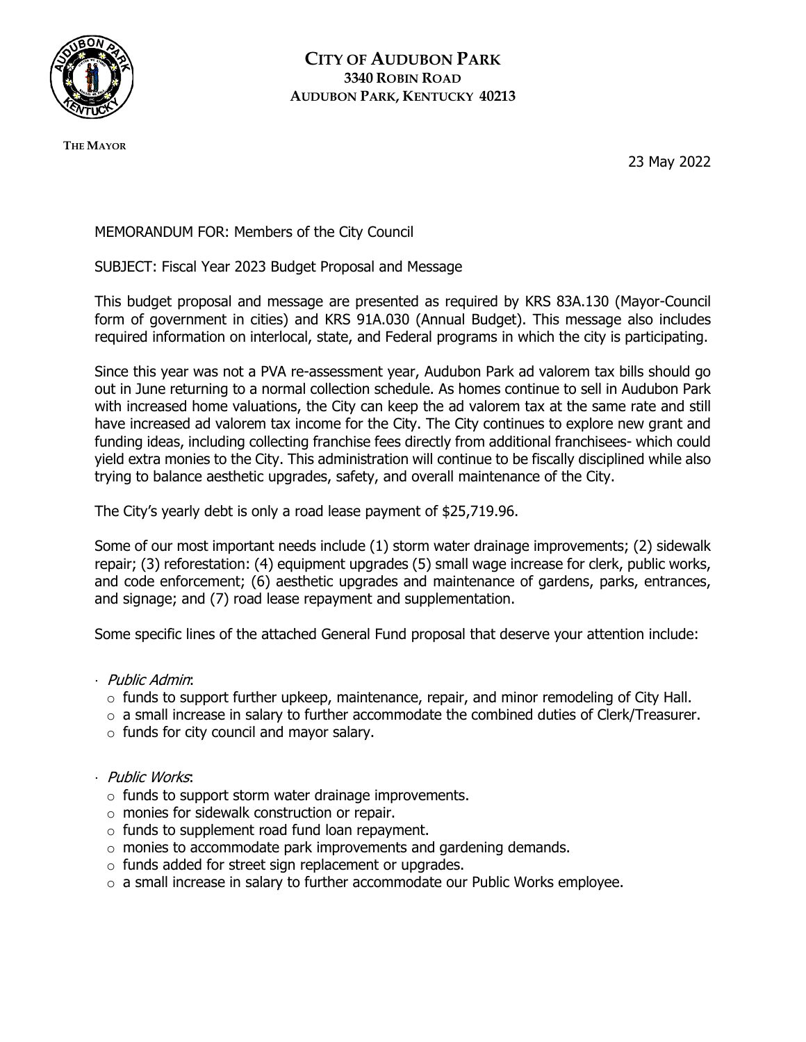# CITY OF AUDUBON PARK
## 3340 ROBIN ROAD
## AUDUBON PARK, KENTUCKY 40213

**THE MAYOR**

23 May 2022

MEMORANDUM FOR: Members of the City Council

SUBJECT: Fiscal Year 2023 Budget Proposal and Message

This budget proposal and message are presented as required by KRS 83A.130 (Mayor-Council form of government in cities) and KRS 91A.030 (Annual Budget). This message also includes required information on interlocal, state, and Federal programs in which the city is participating.

Since this year was not a PVA re-assessment year, Audubon Park ad valorem tax bills should go out in June returning to a normal collection schedule. As homes continue to sell in Audubon Park with increased home valuations, the City can keep the ad valorem tax at the same rate and still have increased ad valorem tax income for the City. The City continues to explore new grant and funding ideas, including collecting franchise fees directly from additional franchisees- which could yield extra monies to the City. This administration will continue to be fiscally disciplined while also trying to balance aesthetic upgrades, safety, and overall maintenance of the City.

The City's yearly debt is only a road lease payment of $25,719.96.

Some of our most important needs include (1) storm water drainage improvements; (2) sidewalk repair; (3) reforestation: (4) equipment upgrades (5) small wage increase for clerk, public works, and code enforcement; (6) aesthetic upgrades and maintenance of gardens, parks, entrances, and signage; and (7) road lease repayment and supplementation.

Some specific lines of the attached General Fund proposal that deserve your attention include:

- *Public Admin*:
  - funds to support further upkeep, maintenance, repair, and minor remodeling of City Hall.
  - a small increase in salary to further accommodate the combined duties of Clerk/Treasurer.
  - funds for city council and mayor salary.

- *Public Works*:
  - funds to support storm water drainage improvements.
  - monies for sidewalk construction or repair.
  - funds to supplement road fund loan repayment.
  - monies to accommodate park improvements and gardening demands.
  - funds added for street sign replacement or upgrades.
  - a small increase in salary to further accommodate our Public Works employee.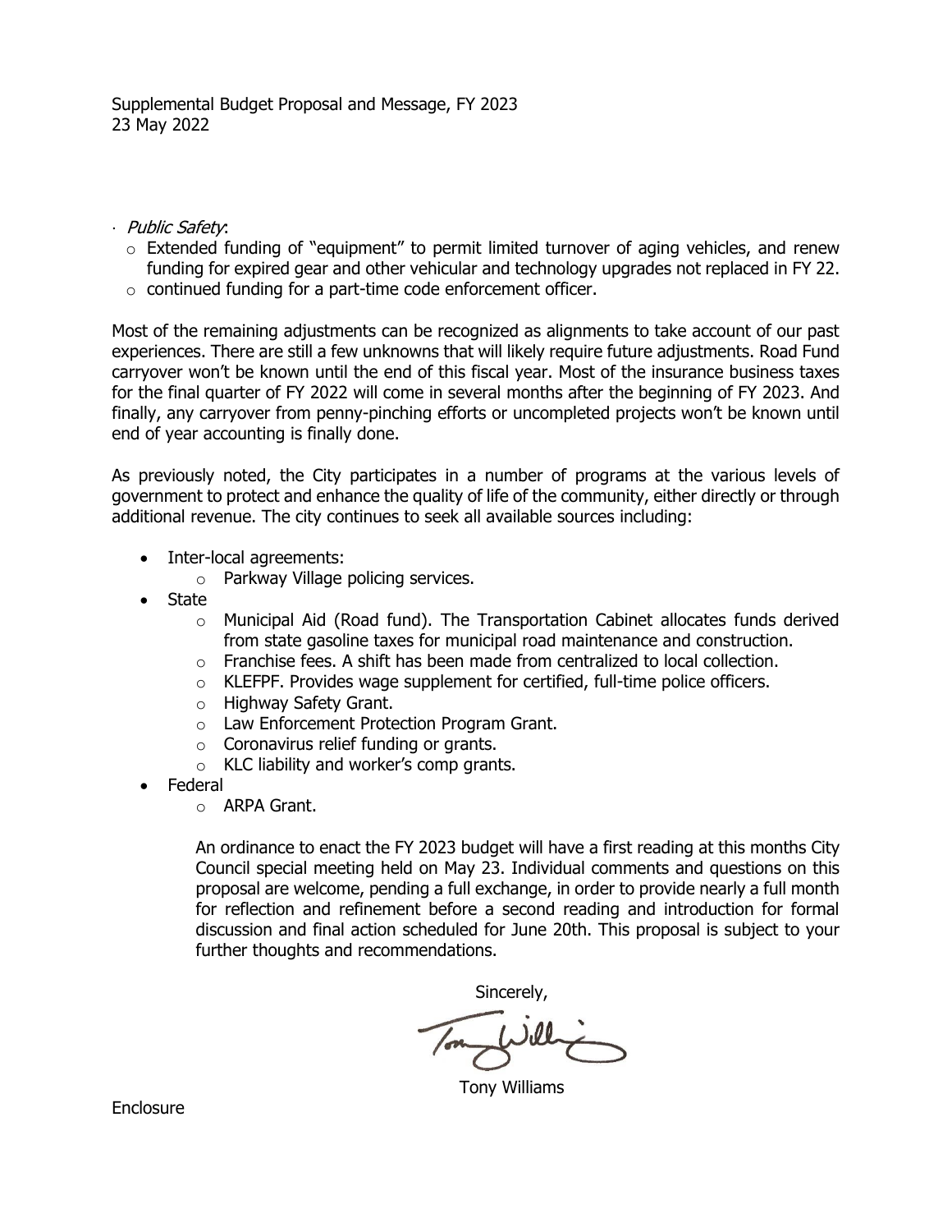- *Public Safety*:
  - Extended funding of "equipment" to permit limited turnover of aging vehicles, and renew funding for expired gear and other vehicular and technology upgrades not replaced in FY 22.
  - continued funding for a part-time code enforcement officer.

Most of the remaining adjustments can be recognized as alignments to take account of our past experiences. There are still a few unknowns that will likely require future adjustments. Road Fund carryover won't be known until the end of this fiscal year. Most of the insurance business taxes for the final quarter of FY 2022 will come in several months after the beginning of FY 2023. And finally, any carryover from penny-pinching efforts or uncompleted projects won't be known until end of year accounting is finally done.

As previously noted, the City participates in a number of programs at the various levels of government to protect and enhance the quality of life of the community, either directly or through additional revenue. The city continues to seek all available sources including:

- Inter-local agreements:
  - Parkway Village policing services.
- State
  - Municipal Aid (Road fund). The Transportation Cabinet allocates funds derived from state gasoline taxes for municipal road maintenance and construction.
  - Franchise fees. A shift has been made from centralized to local collection.
  - KLEFPF. Provides wage supplement for certified, full-time police officers.
  - Highway Safety Grant.
  - Law Enforcement Protection Program Grant.
  - Coronavirus relief funding or grants.
  - KLC liability and worker's comp grants.
- Federal
  - ARPA Grant.

An ordinance to enact the FY 2023 budget will have a first reading at this months City Council special meeting held on May 23. Individual comments and questions on this proposal are welcome, pending a full exchange, in order to provide nearly a full month for reflection and refinement before a second reading and introduction for formal discussion and final action scheduled for June 20th. This proposal is subject to your further thoughts and recommendations.

Sincerely,

Tony Williams

Enclosure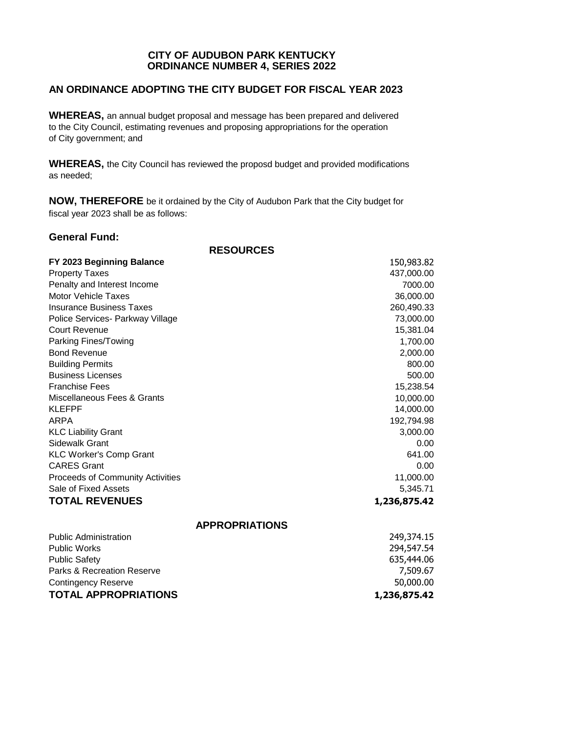**CITY OF AUDUBON PARK KENTUCKY**
**ORDINANCE NUMBER 4, SERIES 2022**

## AN ORDINANCE ADOPTING THE CITY BUDGET FOR FISCAL YEAR 2023

**WHEREAS,** an annual budget proposal and message has been prepared and delivered to the City Council, estimating revenues and proposing appropriations for the operation of City government; and

**WHEREAS,** the City Council has reviewed the proposd budget and provided modifications as needed;

**NOW, THEREFORE** be it ordained by the City of Audubon Park that the City budget for fiscal year 2023 shall be as follows:

### General Fund:

| RESOURCES | |
|---|---|
| **FY 2023 Beginning Balance** | 150,983.82 |
| Property Taxes | 437,000.00 |
| Penalty and Interest Income | 7000.00 |
| Motor Vehicle Taxes | 36,000.00 |
| Insurance Business Taxes | 260,490.33 |
| Police Services- Parkway Village | 73,000.00 |
| Court Revenue | 15,381.04 |
| Parking Fines/Towing | 1,700.00 |
| Bond Revenue | 2,000.00 |
| Building Permits | 800.00 |
| Business Licenses | 500.00 |
| Franchise Fees | 15,238.54 |
| Miscellaneous Fees & Grants | 10,000.00 |
| KLEFPF | 14,000.00 |
| ARPA | 192,794.98 |
| KLC Liability Grant | 3,000.00 |
| Sidewalk Grant | 0.00 |
| KLC Worker's Comp Grant | 641.00 |
| CARES Grant | 0.00 |
| Proceeds of Community Activities | 11,000.00 |
| Sale of Fixed Assets | 5,345.71 |
| **TOTAL REVENUES** | **1,236,875.42** |

| APPROPRIATIONS | |
|---|---|
| Public Administration | 249,374.15 |
| Public Works | 294,547.54 |
| Public Safety | 635,444.06 |
| Parks & Recreation Reserve | 7,509.67 |
| Contingency Reserve | 50,000.00 |
| **TOTAL APPROPRIATIONS** | **1,236,875.42** |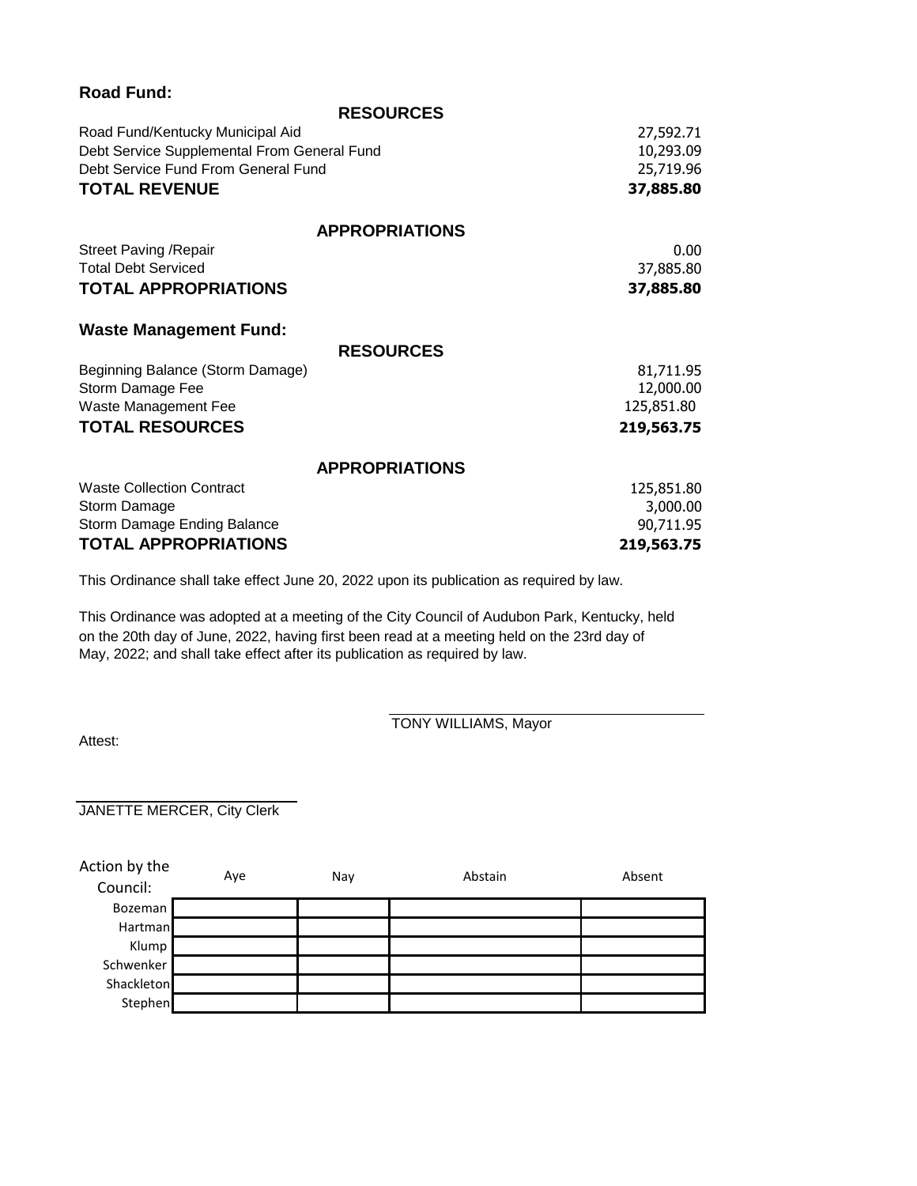### Road Fund:

| RESOURCES | |
|---|---|
| Road Fund/Kentucky Municipal Aid | 27,592.71 |
| Debt Service Supplemental From General Fund | 10,293.09 |
| Debt Service Fund From General Fund | 25,719.96 |
| **TOTAL REVENUE** | **37,885.80** |

| APPROPRIATIONS | |
|---|---|
| Street Paving /Repair | 0.00 |
| Total Debt Serviced | 37,885.80 |
| **TOTAL APPROPRIATIONS** | **37,885.80** |

### Waste Management Fund:

| RESOURCES | |
|---|---|
| Beginning Balance (Storm Damage) | 81,711.95 |
| Storm Damage Fee | 12,000.00 |
| Waste Management Fee | 125,851.80 |
| **TOTAL RESOURCES** | **219,563.75** |

| APPROPRIATIONS | |
|---|---|
| Waste Collection Contract | 125,851.80 |
| Storm Damage | 3,000.00 |
| Storm Damage Ending Balance | 90,711.95 |
| **TOTAL APPROPRIATIONS** | **219,563.75** |

This Ordinance shall take effect June 20, 2022 upon its publication as required by law.

This Ordinance was adopted at a meeting of the City Council of Audubon Park, Kentucky, held on the 20th day of June, 2022, having first been read at a meeting held on the 23rd day of May, 2022; and shall take effect after its publication as required by law.

TONY WILLIAMS, Mayor

Attest:

JANETTE MERCER, City Clerk

| Action by the Council: | Aye | Nay | Abstain | Absent |
|---|---|---|---|---|
| Bozeman | | | | |
| Hartman | | | | |
| Klump | | | | |
| Schwenker | | | | |
| Shackleton | | | | |
| Stephen | | | | |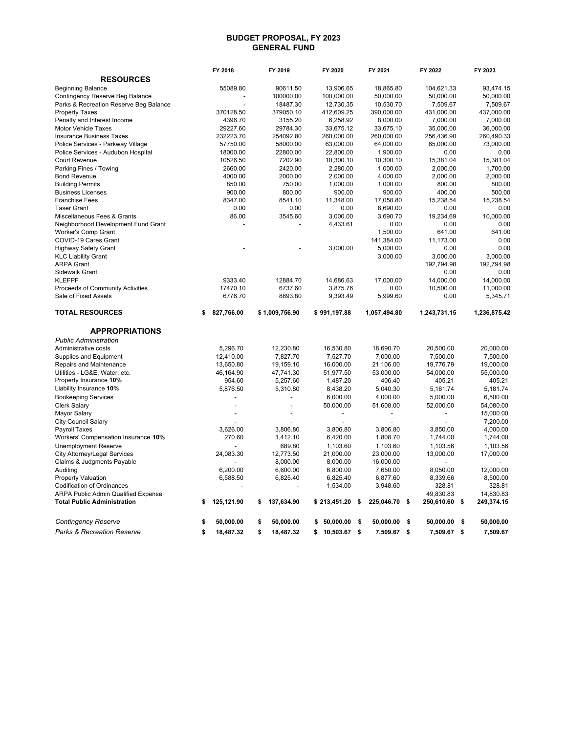# BUDGET PROPOSAL, FY 2023
## GENERAL FUND

| | FY 2018 | FY 2019 | FY 2020 | FY 2021 | FY 2022 | FY 2023 |
|---|---|---|---|---|---|---|
| **RESOURCES** | | | | | | |
| Beginning Balance | 55089.80 | 90611.50 | 13,906.65 | 18,865.80 | 104,621.33 | 93,474.15 |
| Contingency Reserve Beg Balance | - | 100000.00 | 100,000.00 | 50,000.00 | 50,000.00 | 50,000.00 |
| Parks & Recreation Reserve Beg Balance | - | 18487.30 | 12,730.35 | 10,530.70 | 7,509.67 | 7,509.67 |
| Property Taxes | 370128.50 | 379050.10 | 412,609.25 | 390,000.00 | 431,000.00 | 437,000.00 |
| Penalty and Interest Income | 4396.70 | 3155.20 | 6,258.92 | 8,000.00 | 7,000.00 | 7,000.00 |
| Motor Vehicle Taxes | 29227.60 | 29784.30 | 33,675.12 | 33,675.10 | 35,000.00 | 36,000.00 |
| Insurance Business Taxes | 232223.70 | 254092.80 | 260,000.00 | 260,000.00 | 256,436.90 | 260,490.33 |
| Police Services - Parkway Village | 57750.00 | 58000.00 | 63,000.00 | 64,000.00 | 65,000.00 | 73,000.00 |
| Police Services - Audubon Hospital | 18000.00 | 22800.00 | 22,800.00 | 1,900.00 | 0.00 | 0.00 |
| Court Revenue | 10526.50 | 7202.90 | 10,300.10 | 10,300.10 | 15,381.04 | 15,381.04 |
| Parking Fines / Towing | 2660.00 | 2420.00 | 2,280.00 | 1,000.00 | 2,000.00 | 1,700.00 |
| Bond Revenue | 4000.00 | 2000.00 | 2,000.00 | 4,000.00 | 2,000.00 | 2,000.00 |
| Building Permits | 850.00 | 750.00 | 1,000.00 | 1,000.00 | 800.00 | 800.00 |
| Business Licenses | 900.00 | 800.00 | 900.00 | 900.00 | 400.00 | 500.00 |
| Franchise Fees | 8347.00 | 8541.10 | 11,348.00 | 17,058.80 | 15,238.54 | 15,238.54 |
| Taser Grant | 0.00 | 0.00 | 0.00 | 8,690.00 | 0.00 | 0.00 |
| Miscellaneous Fees & Grants | 86.00 | 3545.60 | 3,000.00 | 3,690.70 | 19,234.69 | 10,000.00 |
| Neighborhood Development Fund Grant | - | - | 4,433.61 | 0.00 | 0.00 | 0.00 |
| Worker's Comp Grant | | | | 1,500.00 | 641.00 | 641.00 |
| COVID-19 Cares Grant | | | | 141,384.00 | 11,173.00 | 0.00 |
| Highway Safety Grant | - | - | 3,000.00 | 5,000.00 | 0.00 | 0.00 |
| KLC Liability Grant | | | | 3,000.00 | 3,000.00 | 3,000.00 |
| ARPA Grant | | | | | 192,794.98 | 192,794.98 |
| Sidewalk Grant | | | | | 0.00 | 0.00 |
| KLEFPF | 9333.40 | 12884.70 | 14,686.63 | 17,000.00 | 14,000.00 | 14,000.00 |
| Proceeds of Community Activities | 17470.10 | 6737.60 | 3,875.76 | 0.00 | 10,500.00 | 11,000.00 |
| Sale of Fixed Assets | 6776.70 | 8893.80 | 9,393.49 | 5,999.60 | 0.00 | 5,345.71 |
| **TOTAL RESOURCES** | **$ 827,766.00** | **$ 1,009,756.90** | **$ 991,197.88** | **1,057,494.80** | **1,243,731.15** | **1,236,875.42** |
| **APPROPRIATIONS** | | | | | | |
| *Public Administration* | | | | | | |
| Administrative costs | 5,296.70 | 12,230.80 | 16,530.80 | 18,690.70 | 20,500.00 | 20,000.00 |
| Supplies and Equipment | 12,410.00 | 7,827.70 | 7,527.70 | 7,000.00 | 7,500.00 | 7,500.00 |
| Repairs and Maintenance | 13,650.80 | 19,159.10 | 16,000.00 | 21,106.00 | 19,776.79 | 19,000.00 |
| Utilities - LG&E, Water, etc. | 46,164.90 | 47,741.30 | 51,977.50 | 53,000.00 | 54,000.00 | 55,000.00 |
| Property Insurance **10%** | 954.60 | 5,257.60 | 1,487.20 | 406.40 | 405.21 | 405.21 |
| Liability Insurance **10%** | 5,876.50 | 5,310.80 | 8,438.20 | 5,040.30 | 5,181.74 | 5,181.74 |
| Bookeeping Services | - | - | 6,000.00 | 4,000.00 | 5,000.00 | 6,500.00 |
| Clerk Salary | - | - | 50,000.00 | 51,608.00 | 52,000.00 | 54,080.00 |
| Mayor Salary | - | - | - | - | - | 15,000.00 |
| City Council Salary | - | - | - | - | - | 7,200.00 |
| Payroll Taxes | 3,626.00 | 3,806.80 | 3,806.80 | 3,806.80 | 3,850.00 | 4,000.00 |
| Workers' Compensation Insurance **10%** | 270.60 | 1,412.10 | 6,420.00 | 1,808.70 | 1,744.00 | 1,744.00 |
| Unemployment Reserve | - | 689.80 | 1,103.60 | 1,103.60 | 1,103.56 | 1,103.56 |
| City Attorney/Legal Services | 24,083.30 | 12,773.50 | 21,000.00 | 23,000.00 | 13,000.00 | 17,000.00 |
| Claims & Judgments Payable | - | 8,000.00 | 8,000.00 | 16,000.00 | - | - |
| Auditing | 6,200.00 | 6,600.00 | 6,800.00 | 7,650.00 | 8,050.00 | 12,000.00 |
| Property Valuation | 6,588.50 | 6,825.40 | 6,825.40 | 6,877.60 | 8,339.66 | 8,500.00 |
| Codification of Ordinances | - | - | 1,534.00 | 3,948.60 | 328.81 | 328.81 |
| ARPA Public Admin Qualified Expense | | | | | 49,830.83 | 14,830.83 |
| **Total Public Administration** | **$ 125,121.90** | **$ 137,634.90** | **$ 213,451.20** | **$ 225,046.70** | **$ 250,610.60** | **$ 249,374.15** |
| ***Contingency Reserve*** | **$ 50,000.00** | **$ 50,000.00** | **$ 50,000.00** | **$ 50,000.00** | **$ 50,000.00** | **$ 50,000.00** |
| ***Parks & Recreation Reserve*** | **$ 18,487.32** | **$ 18,487.32** | **$ 10,503.67** | **$ 7,509.67** | **$ 7,509.67** | **$ 7,509.67** |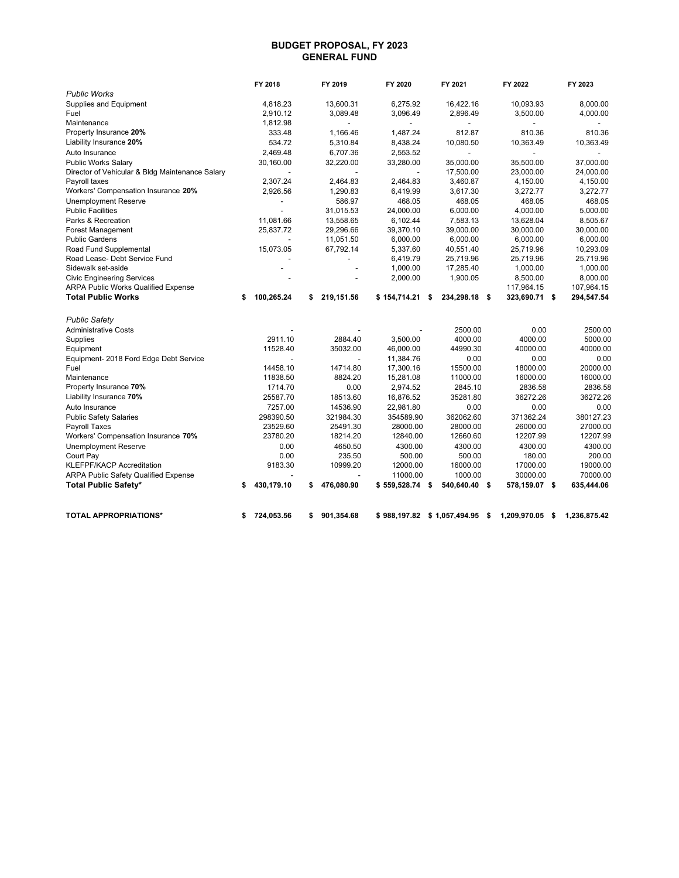# BUDGET PROPOSAL, FY 2023
## GENERAL FUND

| | FY 2018 | FY 2019 | FY 2020 | FY 2021 | FY 2022 | FY 2023 |
|---|---|---|---|---|---|---|
| *Public Works* | | | | | | |
| Supplies and Equipment | 4,818.23 | 13,600.31 | 6,275.92 | 16,422.16 | 10,093.93 | 8,000.00 |
| Fuel | 2,910.12 | 3,089.48 | 3,096.49 | 2,896.49 | 3,500.00 | 4,000.00 |
| Maintenance | 1,812.98 | - | - | - | - | - |
| Property Insurance **20%** | 333.48 | 1,166.46 | 1,487.24 | 812.87 | 810.36 | 810.36 |
| Liability Insurance **20%** | 534.72 | 5,310.84 | 8,438.24 | 10,080.50 | 10,363.49 | 10,363.49 |
| Auto Insurance | 2,469.48 | 6,707.36 | 2,553.52 | - | - | - |
| Public Works Salary | 30,160.00 | 32,220.00 | 33,280.00 | 35,000.00 | 35,500.00 | 37,000.00 |
| Director of Vehicular & Bldg Maintenance Salary | - | - | - | 17,500.00 | 23,000.00 | 24,000.00 |
| Payroll taxes | 2,307.24 | 2,464.83 | 2,464.83 | 3,460.87 | 4,150.00 | 4,150.00 |
| Workers' Compensation Insurance **20%** | 2,926.56 | 1,290.83 | 6,419.99 | 3,617.30 | 3,272.77 | 3,272.77 |
| Unemployment Reserve | - | 586.97 | 468.05 | 468.05 | 468.05 | 468.05 |
| Public Facilities | - | 31,015.53 | 24,000.00 | 6,000.00 | 4,000.00 | 5,000.00 |
| Parks & Recreation | 11,081.66 | 13,558.65 | 6,102.44 | 7,583.13 | 13,628.04 | 8,505.67 |
| Forest Management | 25,837.72 | 29,296.66 | 39,370.10 | 39,000.00 | 30,000.00 | 30,000.00 |
| Public Gardens | - | 11,051.50 | 6,000.00 | 6,000.00 | 6,000.00 | 6,000.00 |
| Road Fund Supplemental | 15,073.05 | 67,792.14 | 5,337.60 | 40,551.40 | 25,719.96 | 10,293.09 |
| Road Lease- Debt Service Fund | - | - | 6,419.79 | 25,719.96 | 25,719.96 | 25,719.96 |
| Sidewalk set-aside | - | - | 1,000.00 | 17,285.40 | 1,000.00 | 1,000.00 |
| Civic Engineering Services | - | - | 2,000.00 | 1,900.05 | 8,500.00 | 8,000.00 |
| ARPA Public Works Qualified Expense | | | | | 117,964.15 | 107,964.15 |
| **Total Public Works** | **$ 100,265.24** | **$ 219,151.56** | **$ 154,714.21** | **$ 234,298.18** | **$ 323,690.71** | **$ 294,547.54** |
| | | | | | | |
| *Public Safety* | | | | | | |
| Administrative Costs | - | - | - | 2500.00 | 0.00 | 2500.00 |
| Supplies | 2911.10 | 2884.40 | 3,500.00 | 4000.00 | 4000.00 | 5000.00 |
| Equipment | 11528.40 | 35032.00 | 46,000.00 | 44990.30 | 40000.00 | 40000.00 |
| Equipment- 2018 Ford Edge Debt Service | - | - | 11,384.76 | 0.00 | 0.00 | 0.00 |
| Fuel | 14458.10 | 14714.80 | 17,300.16 | 15500.00 | 18000.00 | 20000.00 |
| Maintenance | 11838.50 | 8824.20 | 15,281.08 | 11000.00 | 16000.00 | 16000.00 |
| Property Insurance **70%** | 1714.70 | 0.00 | 2,974.52 | 2845.10 | 2836.58 | 2836.58 |
| Liability Insurance **70%** | 25587.70 | 18513.60 | 16,876.52 | 35281.80 | 36272.26 | 36272.26 |
| Auto Insurance | 7257.00 | 14536.90 | 22,981.80 | 0.00 | 0.00 | 0.00 |
| Public Safety Salaries | 298390.50 | 321984.30 | 354589.90 | 362062.60 | 371362.24 | 380127.23 |
| Payroll Taxes | 23529.60 | 25491.30 | 28000.00 | 28000.00 | 26000.00 | 27000.00 |
| Workers' Compensation Insurance **70%** | 23780.20 | 18214.20 | 12840.00 | 12660.60 | 12207.99 | 12207.99 |
| Unemployment Reserve | 0.00 | 4650.50 | 4300.00 | 4300.00 | 4300.00 | 4300.00 |
| Court Pay | 0.00 | 235.50 | 500.00 | 500.00 | 180.00 | 200.00 |
| KLEFPF/KACP Accreditation | 9183.30 | 10999.20 | 12000.00 | 16000.00 | 17000.00 | 19000.00 |
| ARPA Public Safety Qualified Expense | - | - | 11000.00 | 1000.00 | 30000.00 | 70000.00 |
| **Total Public Safety*** | **$ 430,179.10** | **$ 476,080.90** | **$ 559,528.74** | **$ 540,640.40** | **$ 578,159.07** | **$ 635,444.06** |
| | | | | | | |
| **TOTAL APPROPRIATIONS*** | **$ 724,053.56** | **$ 901,354.68** | **$ 988,197.82** | **$ 1,057,494.95** | **$ 1,209,970.05** | **$ 1,236,875.42** |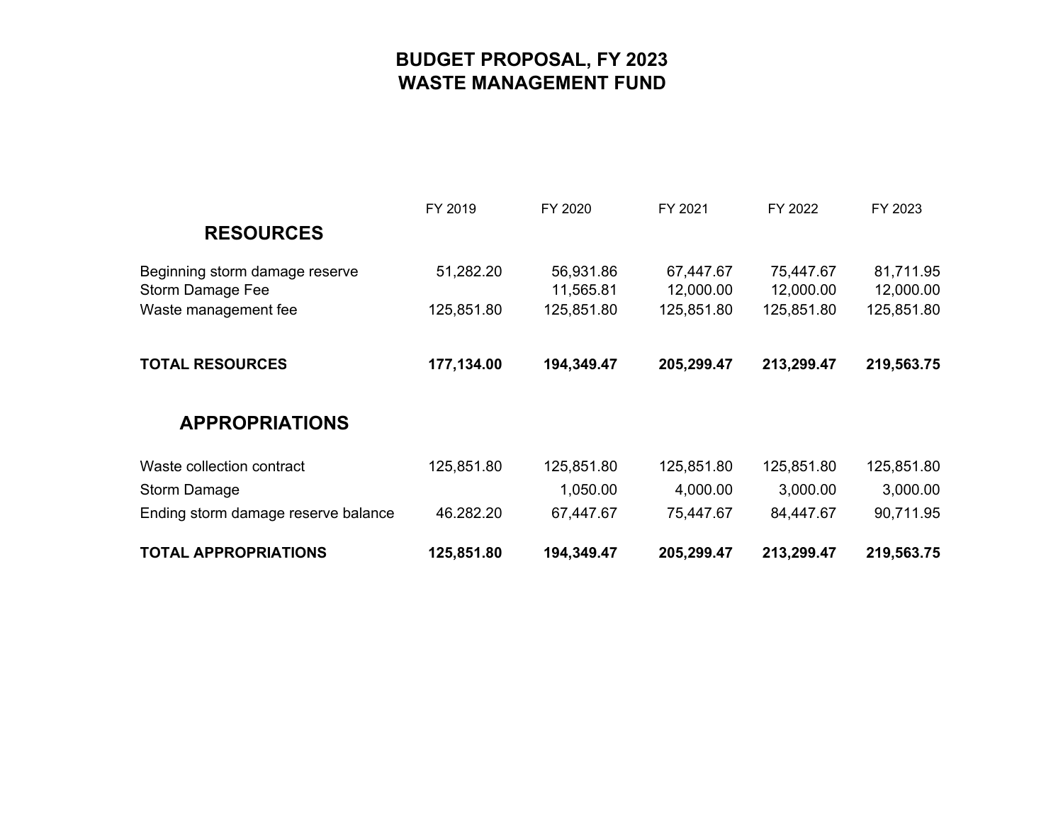# BUDGET PROPOSAL, FY 2023
# WASTE MANAGEMENT FUND

| | FY 2019 | FY 2020 | FY 2021 | FY 2022 | FY 2023 |
|---|---|---|---|---|---|
| **RESOURCES** | | | | | |
| Beginning storm damage reserve | 51,282.20 | 56,931.86 | 67,447.67 | 75,447.67 | 81,711.95 |
| Storm Damage Fee | | 11,565.81 | 12,000.00 | 12,000.00 | 12,000.00 |
| Waste management fee | 125,851.80 | 125,851.80 | 125,851.80 | 125,851.80 | 125,851.80 |
| **TOTAL RESOURCES** | **177,134.00** | **194,349.47** | **205,299.47** | **213,299.47** | **219,563.75** |
| **APPROPRIATIONS** | | | | | |
| Waste collection contract | 125,851.80 | 125,851.80 | 125,851.80 | 125,851.80 | 125,851.80 |
| Storm Damage | | 1,050.00 | 4,000.00 | 3,000.00 | 3,000.00 |
| Ending storm damage reserve balance | 46.282.20 | 67,447.67 | 75,447.67 | 84,447.67 | 90,711.95 |
| **TOTAL APPROPRIATIONS** | **125,851.80** | **194,349.47** | **205,299.47** | **213,299.47** | **219,563.75** |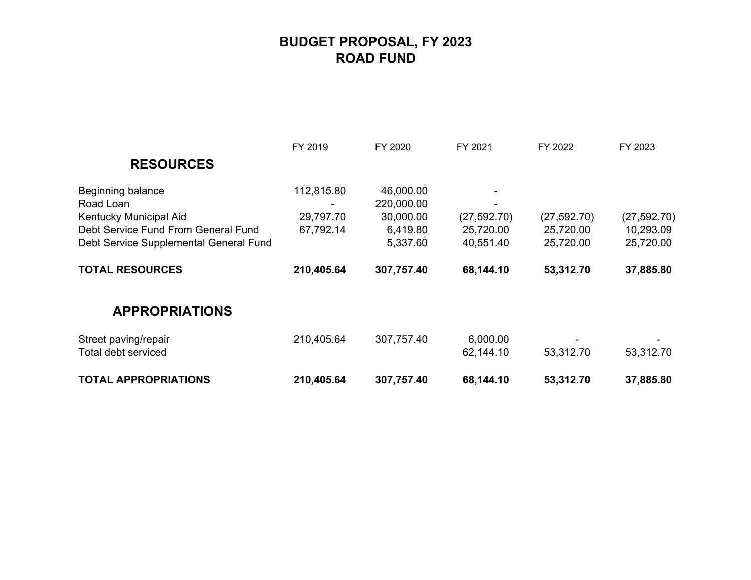# BUDGET PROPOSAL, FY 2023
# ROAD FUND

| | FY 2019 | FY 2020 | FY 2021 | FY 2022 | FY 2023 |
|---|---|---|---|---|---|
| **RESOURCES** | | | | | |
| Beginning balance | 112,815.80 | 46,000.00 | - | | |
| Road Loan | - | 220,000.00 | - | | |
| Kentucky Municipal Aid | 29,797.70 | 30,000.00 | (27,592.70) | (27,592.70) | (27,592.70) |
| Debt Service Fund From General Fund | 67,792.14 | 6,419.80 | 25,720.00 | 25,720.00 | 10,293.09 |
| Debt Service Supplemental General Fund | | 5,337.60 | 40,551.40 | 25,720.00 | 25,720.00 |
| **TOTAL RESOURCES** | **210,405.64** | **307,757.40** | **68,144.10** | **53,312.70** | **37,885.80** |
| **APPROPRIATIONS** | | | | | |
| Street paving/repair | 210,405.64 | 307,757.40 | 6,000.00 | - | - |
| Total debt serviced | | | 62,144.10 | 53,312.70 | 53,312.70 |
| **TOTAL APPROPRIATIONS** | **210,405.64** | **307,757.40** | **68,144.10** | **53,312.70** | **37,885.80** |